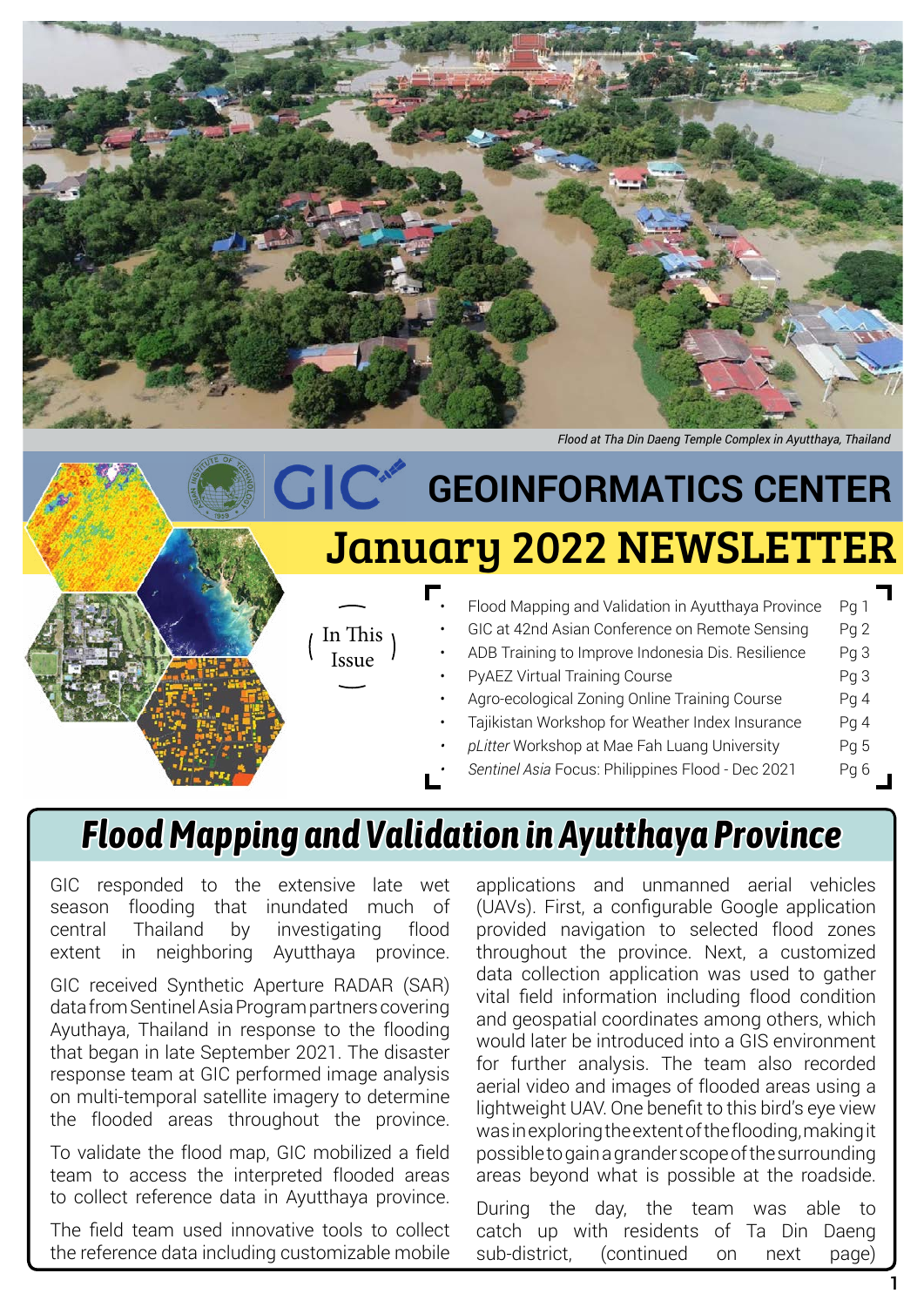*Flood at Tha Din Daeng Temple Complex in Ayutthaya, Thailand*

# GIC GEOINFORMATICS CENTER

# January 2022 NEWSLETTER

**In This Issue**

- Flood Mapping and Validation in Ayutthaya Province Pg 1
- GIC at 42nd Asian Conference on Remote Sensing Pg 2
- ADB Training to Improve Indonesia Dis. Resilience Pg 3
- PyAEZ Virtual Training Course Pg 3
- Agro-ecological Zoning Online Training Course Pg 4
- Tajikistan Workshop for Weather Index Insurance Pg 4
- *pLitter* Workshop at Mae Fah Luang University Pg 5
- *Sentinel Asia* Focus: Philippines Flood - Dec 2021 Pg 6

## Flood Mapping and Validation in Ayutthaya Province

GIC responded to the extensive late wet season flooding that inundated much of central Thailand by investigating flood extent in neighboring Ayutthaya province.

GIC received Synthetic Aperture RADAR (SAR) data from Sentinel Asia Program partners covering Ayuthaya, Thailand in response to the flooding that began in late September 2021. The disaster response team at GIC performed image analysis on multi-temporal satellite imagery to determine the flooded areas throughout the province.

To validate the flood map, GIC mobilized a field team to access the interpreted flooded areas to collect reference data in Ayutthaya province.

The field team used innovative tools to collect the reference data including customizable mobile applications and unmanned aerial vehicles (UAVs). First, a configurable Google application provided navigation to selected flood zones throughout the province. Next, a customized data collection application was used to gather vital field information including flood condition and geospatial coordinates among others, which would later be introduced into a GIS environment for further analysis. The team also recorded aerial video and images of flooded areas using a lightweight UAV. One benefit to this bird's eye view was in exploring the extent of the flooding, making it possible to gain a grander scope of the surrounding areas beyond what is possible at the roadside.

During the day, the team was able to catch up with residents of Ta Din Daeng sub-district, (continued on next page)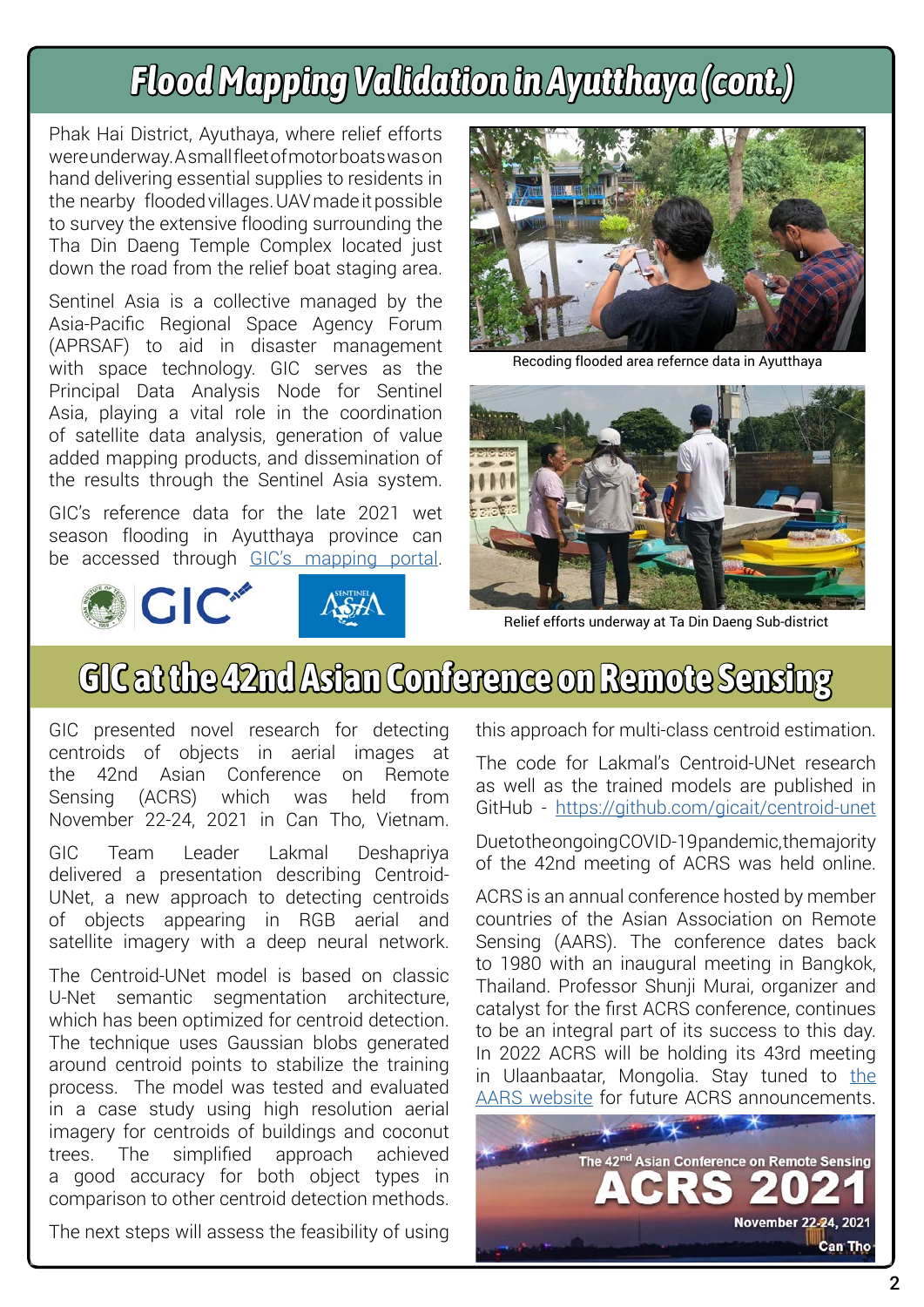# Flood Mapping Validation in Ayutthaya (cont.)

Phak Hai District, Ayuthaya, where relief efforts were underway. A small fleet of motor boats was on hand delivering essential supplies to residents in the nearby flooded villages. UAV made it possible to survey the extensive flooding surrounding the Tha Din Daeng Temple Complex located just down the road from the relief boat staging area.

Sentinel Asia is a collective managed by the Asia-Pacific Regional Space Agency Forum (APRSAF) to aid in disaster management with space technology. GIC serves as the Principal Data Analysis Node for Sentinel Asia, playing a vital role in the coordination of satellite data analysis, generation of value added mapping products, and dissemination of the results through the Sentinel Asia system.

GIC's reference data for the late 2021 wet season flooding in Ayutthaya province can be accessed through [GIC's mapping portal](GIC's mapping portal).

Recoding flooded area refernce data in Ayutthaya

Relief efforts underway at Ta Din Daeng Sub-district

# GIC at the 42nd Asian Conference on Remote Sensing

GIC presented novel research for detecting centroids of objects in aerial images at the 42nd Asian Conference on Remote Sensing (ACRS) which was held from November 22-24, 2021 in Can Tho, Vietnam.

GIC Team Leader Lakmal Deshapriya delivered a presentation describing Centroid-UNet, a new approach to detecting centroids of objects appearing in RGB aerial and satellite imagery with a deep neural network.

The Centroid-UNet model is based on classic U-Net semantic segmentation architecture, which has been optimized for centroid detection. The technique uses Gaussian blobs generated around centroid points to stabilize the training process. The model was tested and evaluated in a case study using high resolution aerial imagery for centroids of buildings and coconut trees. The simplified approach achieved a good accuracy for both object types in comparison to other centroid detection methods.

The next steps will assess the feasibility of using this approach for multi-class centroid estimation.

The code for Lakmal's Centroid-UNet research as well as the trained models are published in GitHub - https://github.com/gicait/centroid-unet

Due to the ongoing COVID-19 pandemic, the majority of the 42nd meeting of ACRS was held online.

ACRS is an annual conference hosted by member countries of the Asian Association on Remote Sensing (AARS). The conference dates back to 1980 with an inaugural meeting in Bangkok, Thailand. Professor Shunji Murai, organizer and catalyst for the first ACRS conference, continues to be an integral part of its success to this day. In 2022 ACRS will be holding its 43rd meeting in Ulaanbaatar, Mongolia. Stay tuned to the AARS website for future ACRS announcements.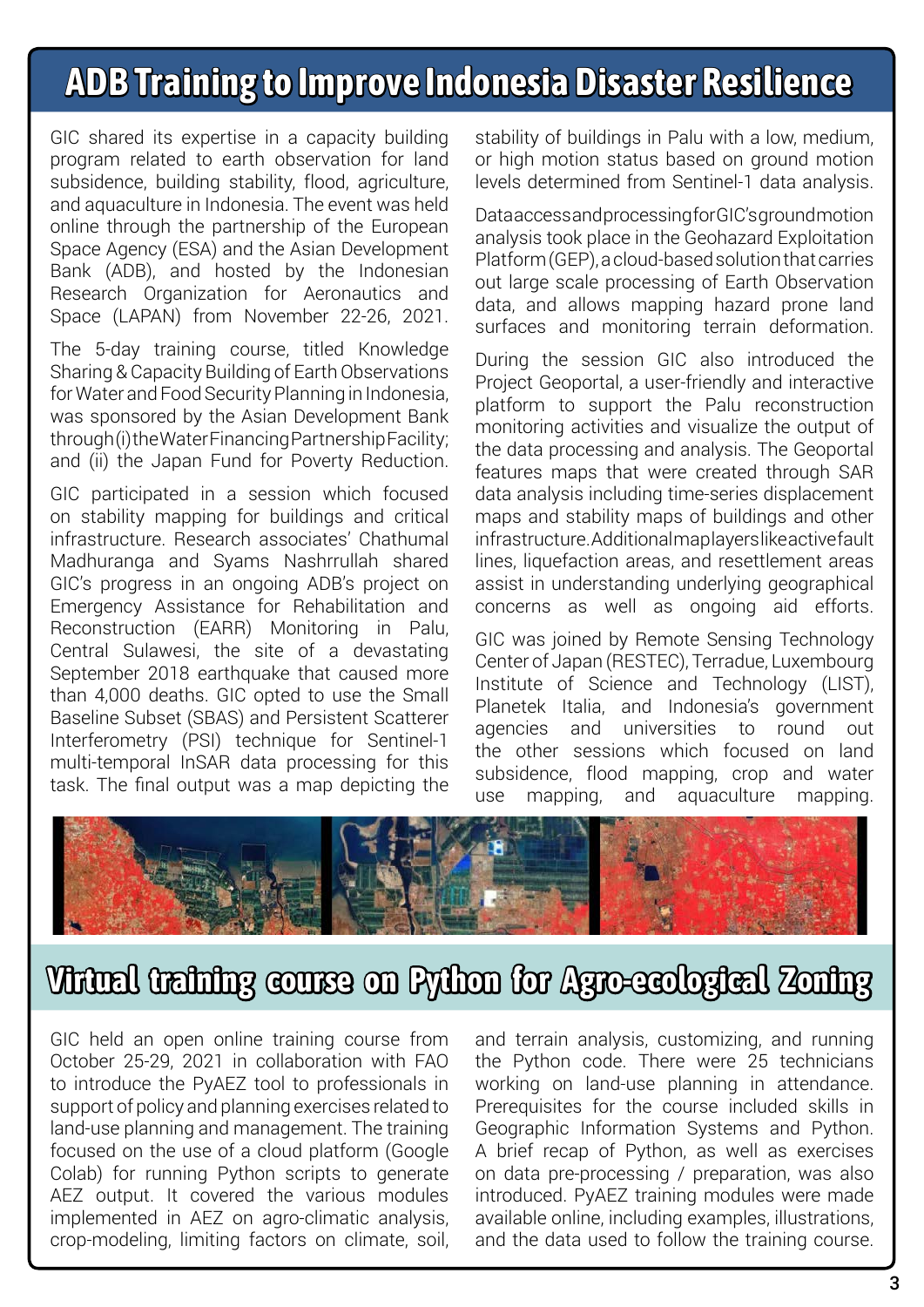## ADB Training to Improve Indonesia Disaster Resilience

GIC shared its expertise in a capacity building program related to earth observation for land subsidence, building stability, flood, agriculture, and aquaculture in Indonesia. The event was held online through the partnership of the European Space Agency (ESA) and the Asian Development Bank (ADB), and hosted by the Indonesian Research Organization for Aeronautics and Space (LAPAN) from November 22-26, 2021.

The 5-day training course, titled Knowledge Sharing & Capacity Building of Earth Observations for Water and Food Security Planning in Indonesia, was sponsored by the Asian Development Bank through (i) the Water Financing Partnership Facility; and (ii) the Japan Fund for Poverty Reduction.

GIC participated in a session which focused on stability mapping for buildings and critical infrastructure. Research associates' Chathumal Madhuranga and Syams Nashrrullah shared GIC's progress in an ongoing ADB's project on Emergency Assistance for Rehabilitation and Reconstruction (EARR) Monitoring in Palu, Central Sulawesi, the site of a devastating September 2018 earthquake that caused more than 4,000 deaths. GIC opted to use the Small Baseline Subset (SBAS) and Persistent Scatterer Interferometry (PSI) technique for Sentinel-1 multi-temporal InSAR data processing for this task. The final output was a map depicting the stability of buildings in Palu with a low, medium, or high motion status based on ground motion levels determined from Sentinel-1 data analysis.

Data access and processing for GIC's ground motion analysis took place in the Geohazard Exploitation Platform (GEP), a cloud-based solution that carries out large scale processing of Earth Observation data, and allows mapping hazard prone land surfaces and monitoring terrain deformation.

During the session GIC also introduced the Project Geoportal, a user-friendly and interactive platform to support the Palu reconstruction monitoring activities and visualize the output of the data processing and analysis. The Geoportal features maps that were created through SAR data analysis including time-series displacement maps and stability maps of buildings and other infrastructure. Additional map layers like active fault lines, liquefaction areas, and resettlement areas assist in understanding underlying geographical concerns as well as ongoing aid efforts.

GIC was joined by Remote Sensing Technology Center of Japan (RESTEC), Terradue, Luxembourg Institute of Science and Technology (LIST), Planetek Italia, and Indonesia's government agencies and universities to round out the other sessions which focused on land subsidence, flood mapping, crop and water use mapping, and aquaculture mapping.

## Virtual training course on Python for Agro-ecological Zoning

GIC held an open online training course from October 25-29, 2021 in collaboration with FAO to introduce the PyAEZ tool to professionals in support of policy and planning exercises related to land-use planning and management. The training focused on the use of a cloud platform (Google Colab) for running Python scripts to generate AEZ output. It covered the various modules implemented in AEZ on agro-climatic analysis, crop-modeling, limiting factors on climate, soil, and terrain analysis, customizing, and running the Python code. There were 25 technicians working on land-use planning in attendance. Prerequisites for the course included skills in Geographic Information Systems and Python. A brief recap of Python, as well as exercises on data pre-processing / preparation, was also introduced. PyAEZ training modules were made available online, including examples, illustrations, and the data used to follow the training course.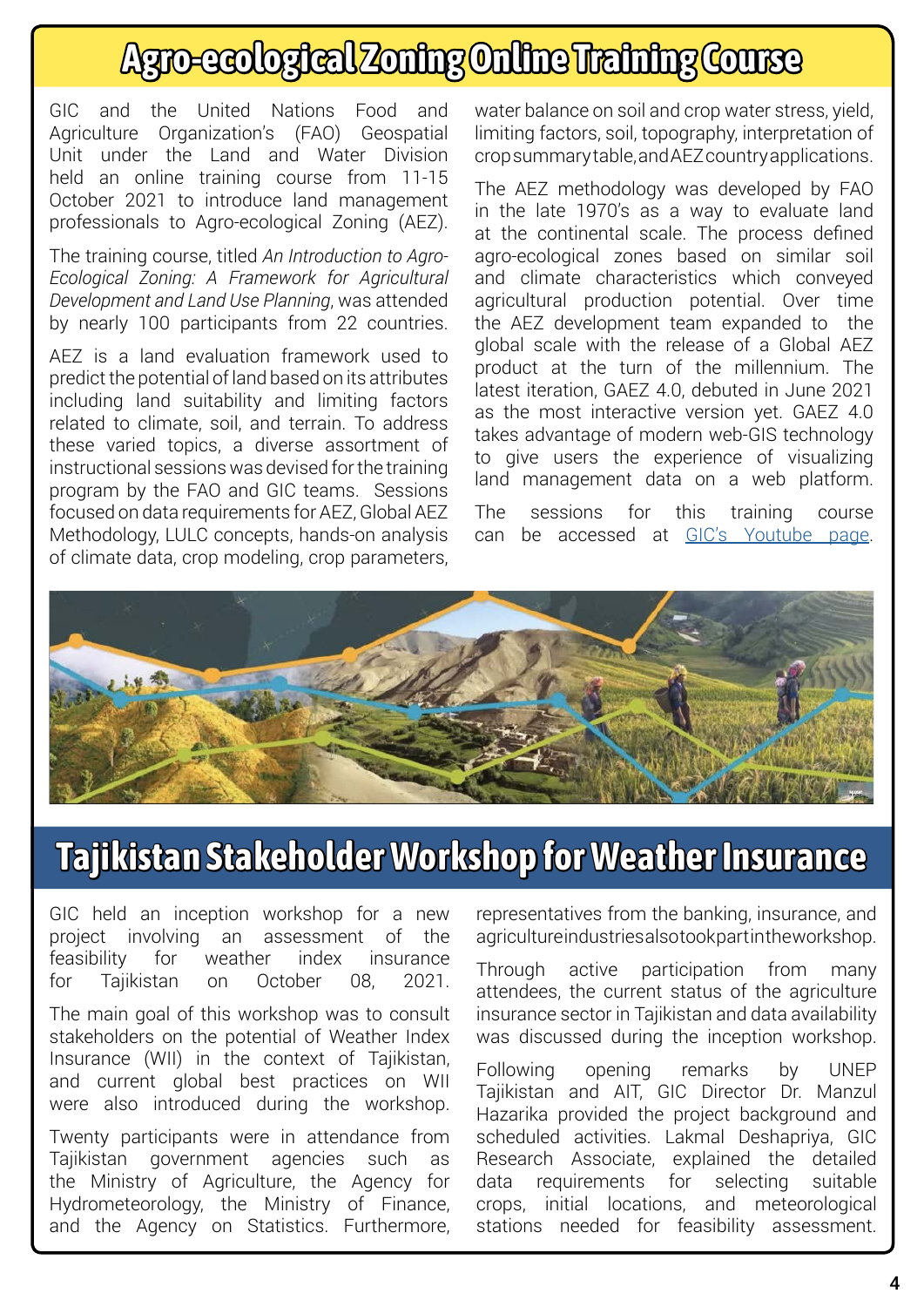# Agro-ecological Zoning Online Training Course

GIC and the United Nations Food and Agriculture Organization's (FAO) Geospatial Unit under the Land and Water Division held an online training course from 11-15 October 2021 to introduce land management professionals to Agro-ecological Zoning (AEZ).

The training course, titled *An Introduction to Agro-Ecological Zoning: A Framework for Agricultural Development and Land Use Planning*, was attended by nearly 100 participants from 22 countries.

AEZ is a land evaluation framework used to predict the potential of land based on its attributes including land suitability and limiting factors related to climate, soil, and terrain. To address these varied topics, a diverse assortment of instructional sessions was devised for the training program by the FAO and GIC teams. Sessions focused on data requirements for AEZ, Global AEZ Methodology, LULC concepts, hands-on analysis of climate data, crop modeling, crop parameters, water balance on soil and crop water stress, yield, limiting factors, soil, topography, interpretation of crop summary table, and AEZ country applications.

The AEZ methodology was developed by FAO in the late 1970's as a way to evaluate land at the continental scale. The process defined agro-ecological zones based on similar soil and climate characteristics which conveyed agricultural production potential. Over time the AEZ development team expanded to the global scale with the release of a Global AEZ product at the turn of the millennium. The latest iteration, GAEZ 4.0, debuted in June 2021 as the most interactive version yet. GAEZ 4.0 takes advantage of modern web-GIS technology to give users the experience of visualizing land management data on a web platform.

The sessions for this training course can be accessed at GIC's Youtube page.

# Tajikistan Stakeholder Workshop for Weather Insurance

GIC held an inception workshop for a new project involving an assessment of the feasibility for weather index insurance for Tajikistan on October 08, 2021.

The main goal of this workshop was to consult stakeholders on the potential of Weather Index Insurance (WII) in the context of Tajikistan, and current global best practices on WII were also introduced during the workshop.

Twenty participants were in attendance from Tajikistan government agencies such as the Ministry of Agriculture, the Agency for Hydrometeorology, the Ministry of Finance, and the Agency on Statistics. Furthermore, representatives from the banking, insurance, and agriculture industries also took part in the workshop.

Through active participation from many attendees, the current status of the agriculture insurance sector in Tajikistan and data availability was discussed during the inception workshop.

Following opening remarks by UNEP Tajikistan and AIT, GIC Director Dr. Manzul Hazarika provided the project background and scheduled activities. Lakmal Deshapriya, GIC Research Associate, explained the detailed data requirements for selecting suitable crops, initial locations, and meteorological stations needed for feasibility assessment.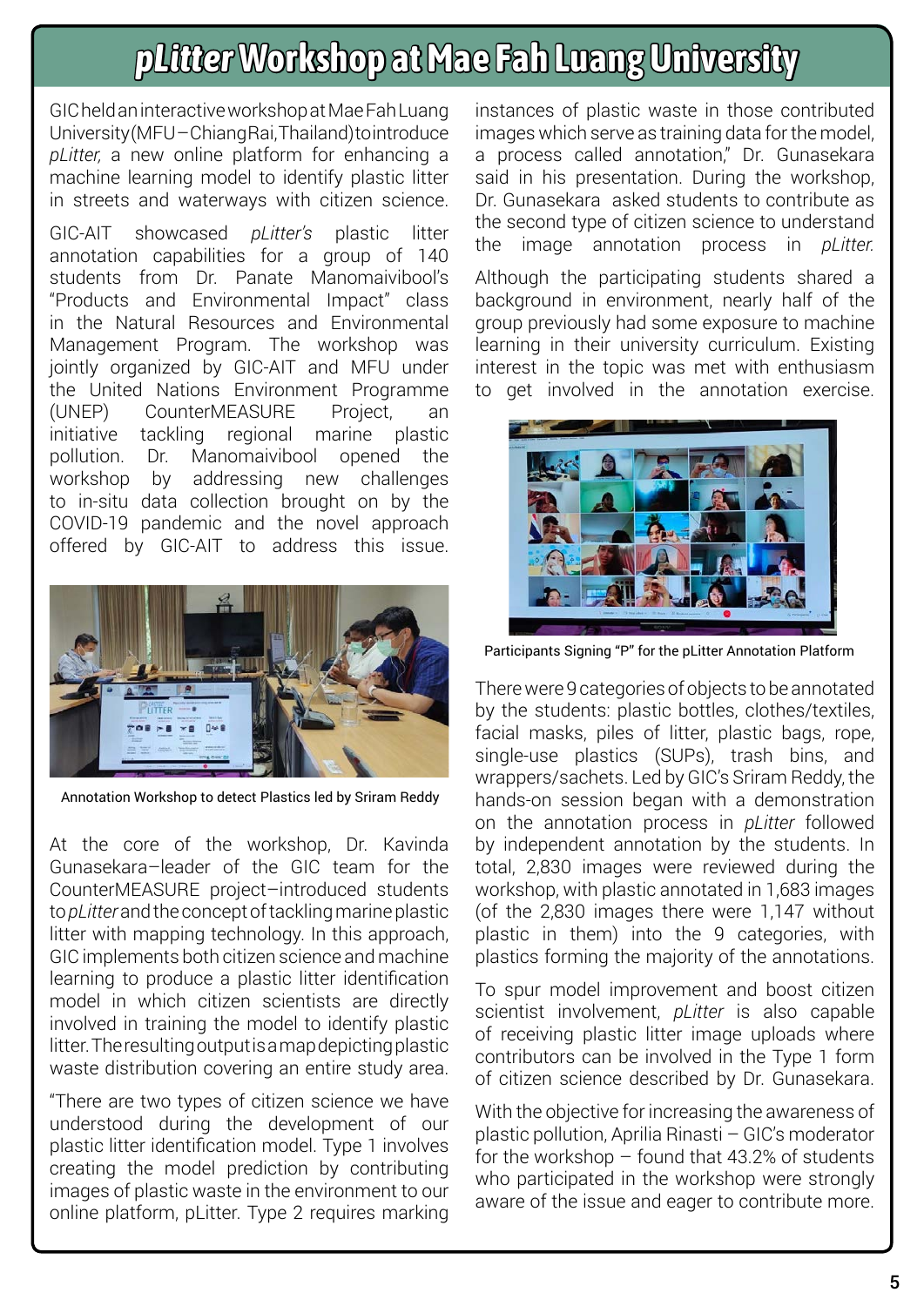# *pLitter* Workshop at Mae Fah Luang University

GIC held an interactive workshop at Mae Fah Luang University (MFU – Chiang Rai, Thailand) to introduce *pLitter,* a new online platform for enhancing a machine learning model to identify plastic litter in streets and waterways with citizen science.

GIC-AIT showcased *pLitter's* plastic litter annotation capabilities for a group of 140 students from Dr. Panate Manomaivibool's "Products and Environmental Impact" class in the Natural Resources and Environmental Management Program. The workshop was jointly organized by GIC-AIT and MFU under the United Nations Environment Programme (UNEP) CounterMEASURE Project, an initiative tackling regional marine plastic pollution. Dr. Manomaivibool opened the workshop by addressing new challenges to in-situ data collection brought on by the COVID-19 pandemic and the novel approach offered by GIC-AIT to address this issue.

Annotation Workshop to detect Plastics led by Sriram Reddy

At the core of the workshop, Dr. Kavinda Gunasekara–leader of the GIC team for the CounterMEASURE project–introduced students to *pLitter* and the concept of tackling marine plastic litter with mapping technology. In this approach, GIC implements both citizen science and machine learning to produce a plastic litter identification model in which citizen scientists are directly involved in training the model to identify plastic litter. The resulting output is a map depicting plastic waste distribution covering an entire study area.

"There are two types of citizen science we have understood during the development of our plastic litter identification model. Type 1 involves creating the model prediction by contributing images of plastic waste in the environment to our online platform, pLitter. Type 2 requires marking instances of plastic waste in those contributed images which serve as training data for the model, a process called annotation," Dr. Gunasekara said in his presentation. During the workshop, Dr. Gunasekara asked students to contribute as the second type of citizen science to understand the image annotation process in *pLitter.*

Although the participating students shared a background in environment, nearly half of the group previously had some exposure to machine learning in their university curriculum. Existing interest in the topic was met with enthusiasm to get involved in the annotation exercise.

Participants Signing "P" for the pLitter Annotation Platform

There were 9 categories of objects to be annotated by the students: plastic bottles, clothes/textiles, facial masks, piles of litter, plastic bags, rope, single-use plastics (SUPs), trash bins, and wrappers/sachets. Led by GIC's Sriram Reddy, the hands-on session began with a demonstration on the annotation process in *pLitter* followed by independent annotation by the students. In total, 2,830 images were reviewed during the workshop, with plastic annotated in 1,683 images (of the 2,830 images there were 1,147 without plastic in them) into the 9 categories, with plastics forming the majority of the annotations.

To spur model improvement and boost citizen scientist involvement, *pLitter* is also capable of receiving plastic litter image uploads where contributors can be involved in the Type 1 form of citizen science described by Dr. Gunasekara.

With the objective for increasing the awareness of plastic pollution, Aprilia Rinasti – GIC's moderator for the workshop – found that 43.2% of students who participated in the workshop were strongly aware of the issue and eager to contribute more.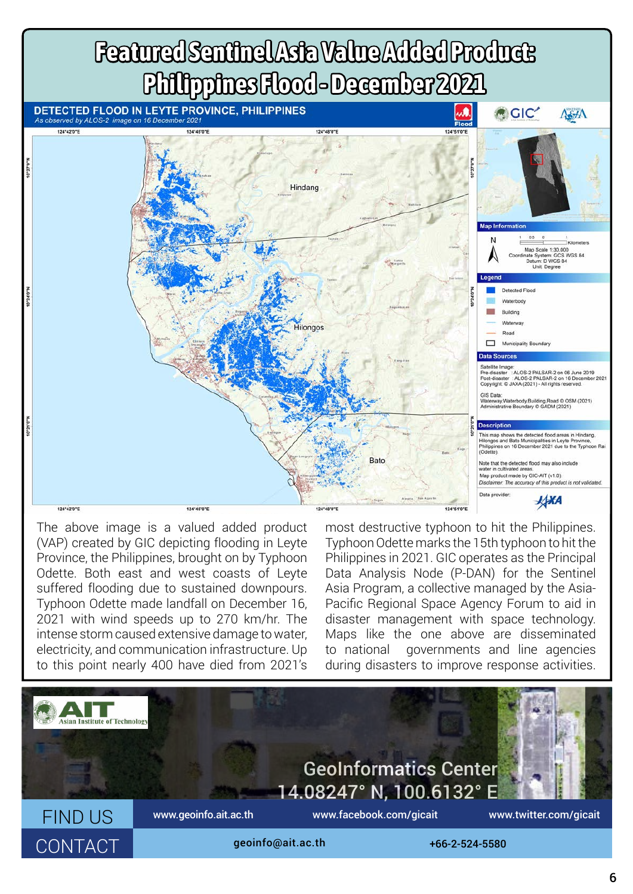# Featured Sentinel Asia Value Added Product: Philippines Flood - December 2021

DETECTED FLOOD IN LEYTE PROVINCE, PHILIPPINES

*As observed by ALOS-2 image on 16 December 2021*

Hindang

Hilongos

Bato

**Map Information**

Map Scale 1:30,000
Coordinate System: GCS WGS 84
Datum: D WGS 84
Unit: Degree

**Legend**

- Detected Flood
- Waterbody
- Building
- Waterway
- Road
- Municipality Boundary

**Data Sources**

Satellite Image:
Pre-disaster : ALOS-2 PALSAR-2 on 06 June 2019
Post-disaster : ALOS-2 PALSAR-2 on 16 December 2021
Copyright: © JAXA (2021) - All rights reserved.

GIS Data:
Waterway,Waterbody,Building,Road © OSM (2021)
Administrative Boundary © GADM (2021)

**Description**

This map shows the detected flood areas in Hindang, Hilongos and Bato Municipalities in Leyte Province, Philippines on 16 December 2021 due to the Typhoon Rai (Odette).

Note that the detected flood may also include water in cultivated areas.

Map product made by GIC-AIT (v1.0).

*Disclaimer: The accuracy of this product is not validated.*

Data provider: JAXA

The above image is a valued added product (VAP) created by GIC depicting flooding in Leyte Province, the Philippines, brought on by Typhoon Odette. Both east and west coasts of Leyte suffered flooding due to sustained downpours. Typhoon Odette made landfall on December 16, 2021 with wind speeds up to 270 km/hr. The intense storm caused extensive damage to water, electricity, and communication infrastructure. Up to this point nearly 400 have died from 2021's most destructive typhoon to hit the Philippines. Typhoon Odette marks the 15th typhoon to hit the Philippines in 2021. GIC operates as the Principal Data Analysis Node (P-DAN) for the Sentinel Asia Program, a collective managed by the Asia-Pacific Regional Space Agency Forum to aid in disaster management with space technology. Maps like the one above are disseminated to national governments and line agencies during disasters to improve response activities.

AIT Asian Institute of Technology

GeoInformatics Center
14.08247° N, 100.6132° E

| | | | |
|---|---|---|---|
| FIND US | www.geoinfo.ait.ac.th | www.facebook.com/gicait | www.twitter.com/gicait |
| CONTACT | geoinfo@ait.ac.th | +66-2-524-5580 | |